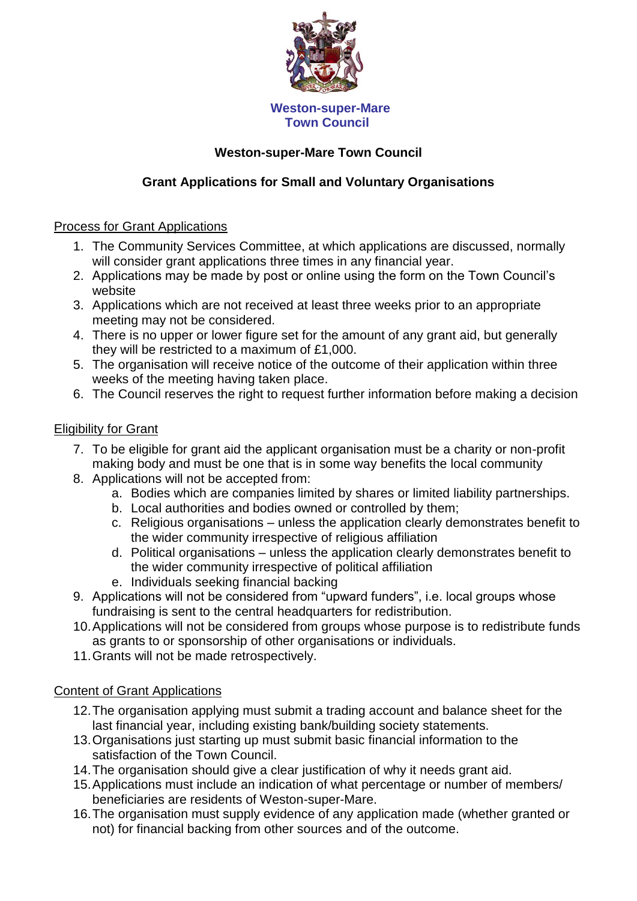Weston-super-Mare
Town Council

# Weston-super-Mare Town Council

## Grant Applications for Small and Voluntary Organisations

### Process for Grant Applications

1. The Community Services Committee, at which applications are discussed, normally will consider grant applications three times in any financial year.
2. Applications may be made by post or online using the form on the Town Council's website
3. Applications which are not received at least three weeks prior to an appropriate meeting may not be considered.
4. There is no upper or lower figure set for the amount of any grant aid, but generally they will be restricted to a maximum of £1,000.
5. The organisation will receive notice of the outcome of their application within three weeks of the meeting having taken place.
6. The Council reserves the right to request further information before making a decision

### Eligibility for Grant

7. To be eligible for grant aid the applicant organisation must be a charity or non-profit making body and must be one that is in some way benefits the local community
8. Applications will not be accepted from:
   a. Bodies which are companies limited by shares or limited liability partnerships.
   b. Local authorities and bodies owned or controlled by them;
   c. Religious organisations – unless the application clearly demonstrates benefit to the wider community irrespective of religious affiliation
   d. Political organisations – unless the application clearly demonstrates benefit to the wider community irrespective of political affiliation
   e. Individuals seeking financial backing
9. Applications will not be considered from "upward funders", i.e. local groups whose fundraising is sent to the central headquarters for redistribution.
10. Applications will not be considered from groups whose purpose is to redistribute funds as grants to or sponsorship of other organisations or individuals.
11. Grants will not be made retrospectively.

### Content of Grant Applications

12. The organisation applying must submit a trading account and balance sheet for the last financial year, including existing bank/building society statements.
13. Organisations just starting up must submit basic financial information to the satisfaction of the Town Council.
14. The organisation should give a clear justification of why it needs grant aid.
15. Applications must include an indication of what percentage or number of members/ beneficiaries are residents of Weston-super-Mare.
16. The organisation must supply evidence of any application made (whether granted or not) for financial backing from other sources and of the outcome.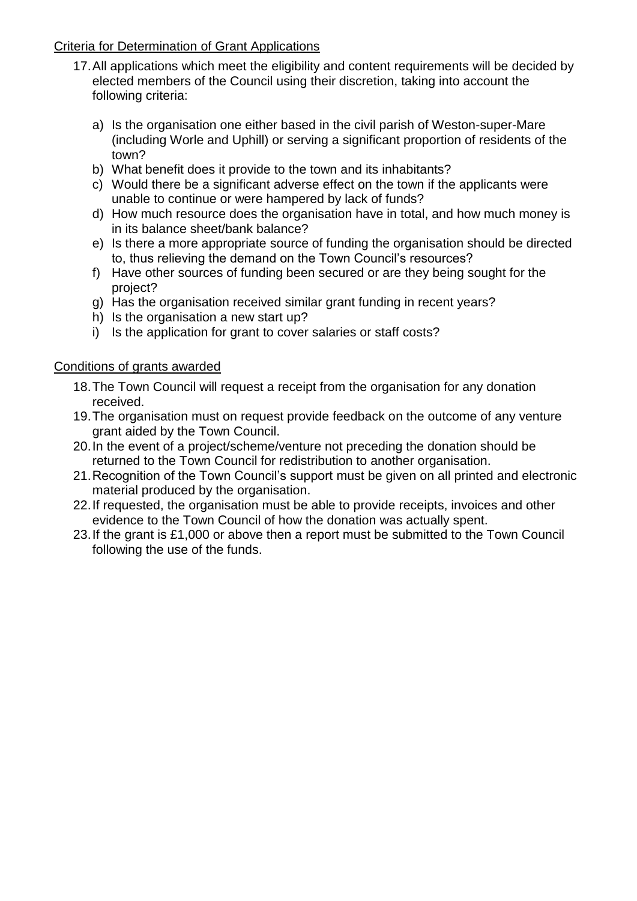Criteria for Determination of Grant Applications

17. All applications which meet the eligibility and content requirements will be decided by elected members of the Council using their discretion, taking into account the following criteria:

    a) Is the organisation one either based in the civil parish of Weston-super-Mare (including Worle and Uphill) or serving a significant proportion of residents of the town?
    b) What benefit does it provide to the town and its inhabitants?
    c) Would there be a significant adverse effect on the town if the applicants were unable to continue or were hampered by lack of funds?
    d) How much resource does the organisation have in total, and how much money is in its balance sheet/bank balance?
    e) Is there a more appropriate source of funding the organisation should be directed to, thus relieving the demand on the Town Council's resources?
    f) Have other sources of funding been secured or are they being sought for the project?
    g) Has the organisation received similar grant funding in recent years?
    h) Is the organisation a new start up?
    i) Is the application for grant to cover salaries or staff costs?

Conditions of grants awarded

18. The Town Council will request a receipt from the organisation for any donation received.
19. The organisation must on request provide feedback on the outcome of any venture grant aided by the Town Council.
20. In the event of a project/scheme/venture not preceding the donation should be returned to the Town Council for redistribution to another organisation.
21. Recognition of the Town Council's support must be given on all printed and electronic material produced by the organisation.
22. If requested, the organisation must be able to provide receipts, invoices and other evidence to the Town Council of how the donation was actually spent.
23. If the grant is £1,000 or above then a report must be submitted to the Town Council following the use of the funds.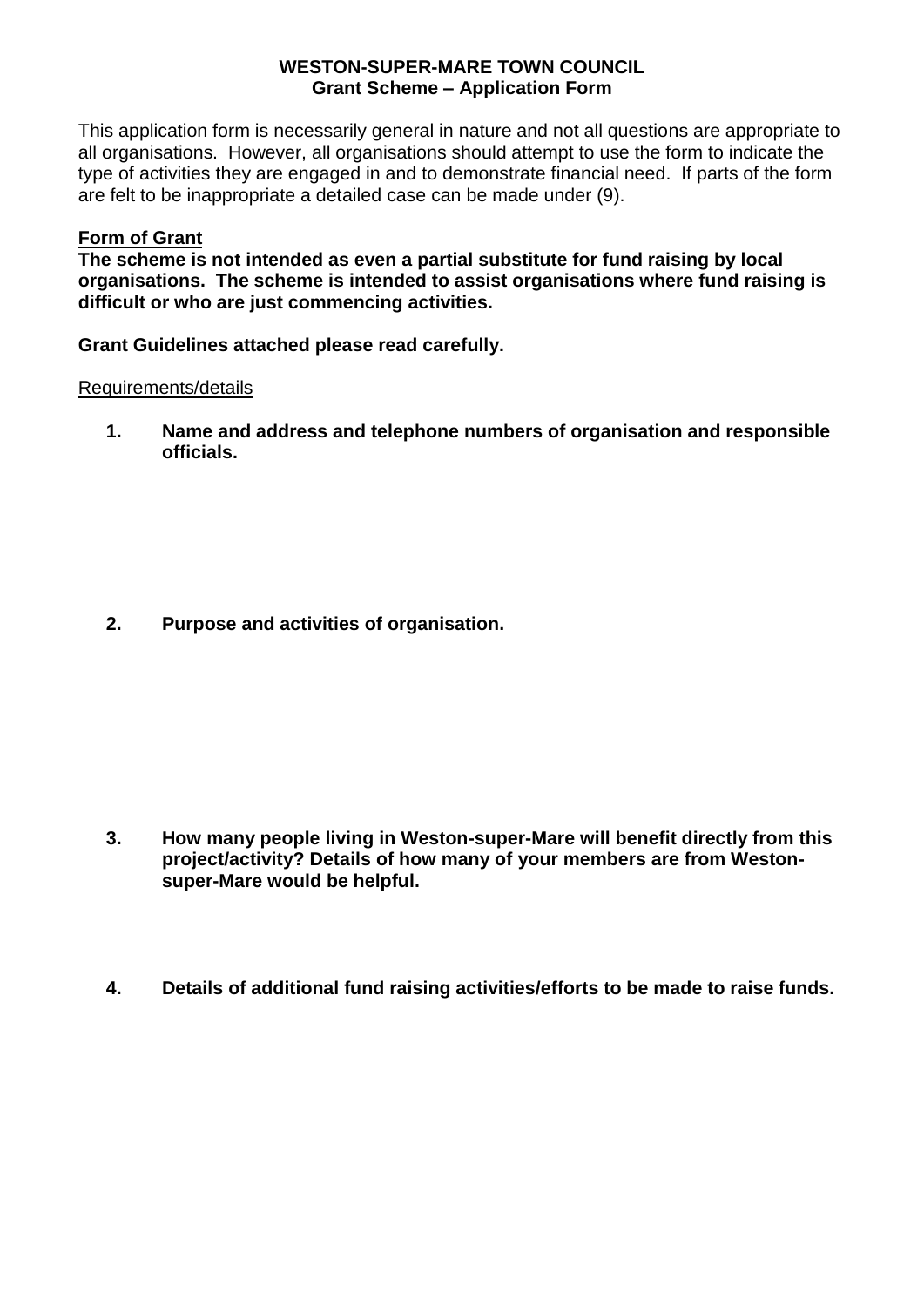**WESTON-SUPER-MARE TOWN COUNCIL**
**Grant Scheme – Application Form**

This application form is necessarily general in nature and not all questions are appropriate to all organisations. However, all organisations should attempt to use the form to indicate the type of activities they are engaged in and to demonstrate financial need. If parts of the form are felt to be inappropriate a detailed case can be made under (9).

**Form of Grant**

**The scheme is not intended as even a partial substitute for fund raising by local organisations. The scheme is intended to assist organisations where fund raising is difficult or who are just commencing activities.**

**Grant Guidelines attached please read carefully.**

Requirements/details

1. **Name and address and telephone numbers of organisation and responsible officials.**

2. **Purpose and activities of organisation.**

3. **How many people living in Weston-super-Mare will benefit directly from this project/activity? Details of how many of your members are from Weston-super-Mare would be helpful.**

4. **Details of additional fund raising activities/efforts to be made to raise funds.**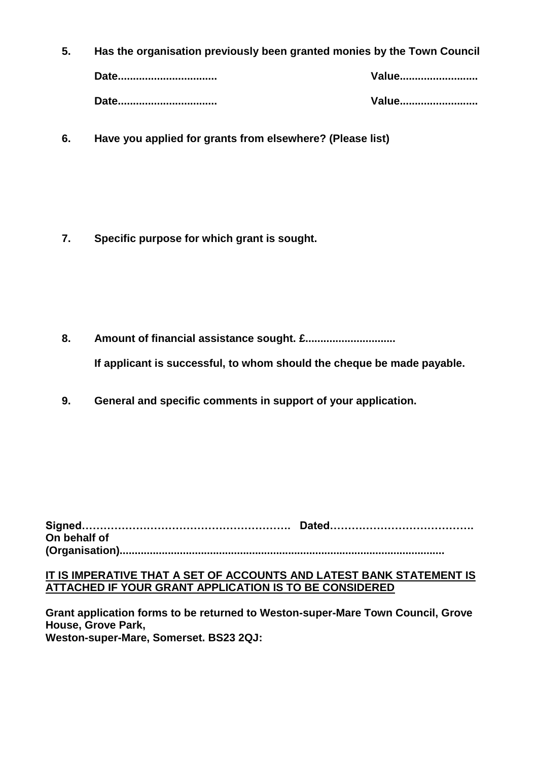**5. Has the organisation previously been granted monies by the Town Council**

**Date................................ Value.........................**

**Date................................ Value.........................**

**6. Have you applied for grants from elsewhere? (Please list)**

**7. Specific purpose for which grant is sought.**

**8. Amount of financial assistance sought. £.............................**

**If applicant is successful, to whom should the cheque be made payable.**

**9. General and specific comments in support of your application.**

**Signed…………………………………………………. Dated………………………………….**
**On behalf of**
**(Organisation)..........................................................................................................**

**<u>IT IS IMPERATIVE THAT A SET OF ACCOUNTS AND LATEST BANK STATEMENT IS ATTACHED IF YOUR GRANT APPLICATION IS TO BE CONSIDERED</u>**

**Grant application forms to be returned to Weston-super-Mare Town Council, Grove House, Grove Park,**
**Weston-super-Mare, Somerset. BS23 2QJ:**